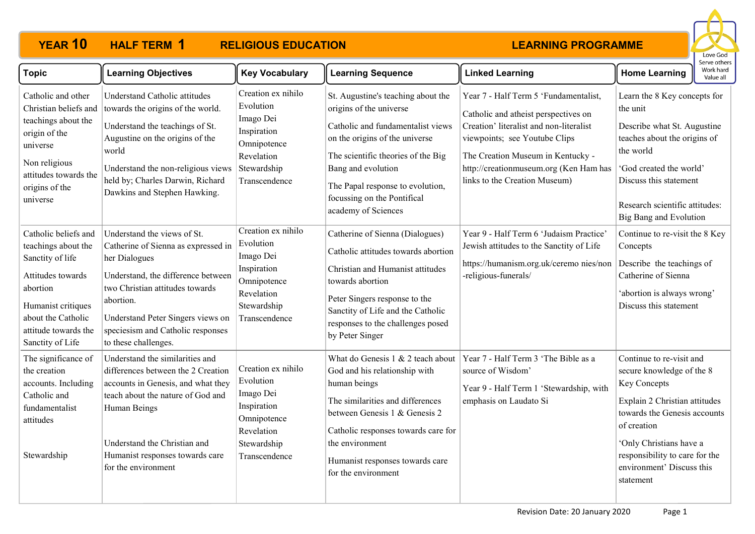# YEAR 10 HALF TERM 1 RELIGIOUS EDUCATION LEARNING PROGRAMME

Love God
Serve others
Work hard
Value all

| Topic | Learning Objectives | Key Vocabulary | Learning Sequence | Linked Learning | Home Learning |
|---|---|---|---|---|---|
| Catholic and other Christian beliefs and teachings about the origin of the universe<br><br>Non religious attitudes towards the origins of the universe | Understand Catholic attitudes towards the origins of the world.<br><br>Understand the teachings of St. Augustine on the origins of the world<br><br>Understand the non-religious views held by; Charles Darwin, Richard Dawkins and Stephen Hawking. | Creation ex nihilo<br>Evolution<br>Imago Dei<br>Inspiration<br>Omnipotence<br>Revelation<br>Stewardship<br>Transcendence | St. Augustine's teaching about the origins of the universe<br><br>Catholic and fundamentalist views on the origins of the universe<br><br>The scientific theories of the Big Bang and evolution<br><br>The Papal response to evolution, focussing on the Pontifical academy of Sciences | Year 7 - Half Term 5 'Fundamentalist, Catholic and atheist perspectives on Creation' literalist and non-literalist viewpoints; see Youtube Clips<br><br>The Creation Museum in Kentucky - http://creationmuseum.org (Ken Ham has links to the Creation Museum) | Learn the 8 Key concepts for the unit<br><br>Describe what St. Augustine teaches about the origins of the world<br><br>'God created the world' Discuss this statement<br><br>Research scientific attitudes: Big Bang and Evolution |
| Catholic beliefs and teachings about the Sanctity of life<br><br>Attitudes towards abortion<br><br>Humanist critiques about the Catholic attitude towards the Sanctity of Life | Understand the views of St. Catherine of Sienna as expressed in her Dialogues<br><br>Understand, the difference between two Christian attitudes towards abortion.<br><br>Understand Peter Singers views on speciesism and Catholic responses to these challenges. | Creation ex nihilo<br>Evolution<br>Imago Dei<br>Inspiration<br>Omnipotence<br>Revelation<br>Stewardship<br>Transcendence | Catherine of Sienna (Dialogues)<br><br>Catholic attitudes towards abortion<br><br>Christian and Humanist attitudes towards abortion<br><br>Peter Singers response to the Sanctity of Life and the Catholic responses to the challenges posed by Peter Singer | Year 9 - Half Term 6 'Judaism Practice' Jewish attitudes to the Sanctity of Life<br><br>https://humanism.org.uk/ceremo nies/non -religious-funerals/ | Continue to re-visit the 8 Key Concepts<br><br>Describe the teachings of Catherine of Sienna<br><br>'abortion is always wrong' Discuss this statement |
| The significance of the creation accounts. Including Catholic and fundamentalist attitudes<br><br>Stewardship | Understand the similarities and differences between the 2 Creation accounts in Genesis, and what they teach about the nature of God and Human Beings<br><br>Understand the Christian and Humanist responses towards care for the environment | Creation ex nihilo<br>Evolution<br>Imago Dei<br>Inspiration<br>Omnipotence<br>Revelation<br>Stewardship<br>Transcendence | What do Genesis 1 & 2 teach about God and his relationship with human beings<br><br>The similarities and differences between Genesis 1 & Genesis 2<br><br>Catholic responses towards care for the environment<br><br>Humanist responses towards care for the environment | Year 7 - Half Term 3 'The Bible as a source of Wisdom'<br><br>Year 9 - Half Term 1 'Stewardship, with emphasis on Laudato Si | Continue to re-visit and secure knowledge of the 8 Key Concepts<br><br>Explain 2 Christian attitudes towards the Genesis accounts of creation<br><br>'Only Christians have a responsibility to care for the environment' Discuss this statement |

Revision Date: 20 January 2020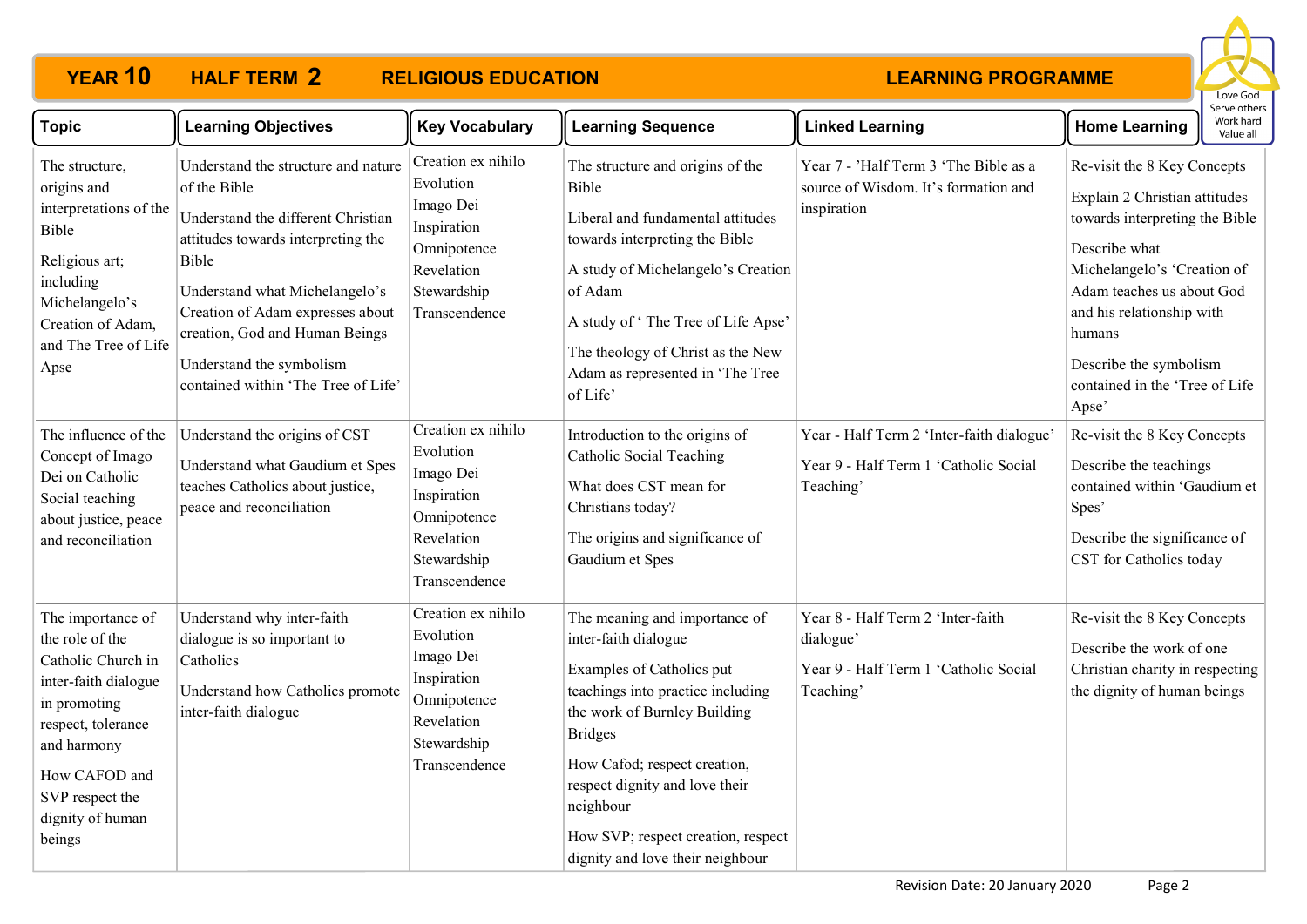# YEAR 10 HALF TERM 2 RELIGIOUS EDUCATION LEARNING PROGRAMME

Love God
Serve others
Work hard
Value all

| Topic | Learning Objectives | Key Vocabulary | Learning Sequence | Linked Learning | Home Learning |
|---|---|---|---|---|---|
| The structure, origins and interpretations of the Bible<br><br>Religious art; including Michelangelo's Creation of Adam, and The Tree of Life Apse | Understand the structure and nature of the Bible<br><br>Understand the different Christian attitudes towards interpreting the Bible<br><br>Understand what Michelangelo's Creation of Adam expresses about creation, God and Human Beings<br><br>Understand the symbolism contained within 'The Tree of Life' | Creation ex nihilo<br>Evolution<br>Imago Dei<br>Inspiration<br>Omnipotence<br>Revelation<br>Stewardship<br>Transcendence | The structure and origins of the Bible<br><br>Liberal and fundamental attitudes towards interpreting the Bible<br><br>A study of Michelangelo's Creation of Adam<br><br>A study of ' The Tree of Life Apse'<br><br>The theology of Christ as the New Adam as represented in 'The Tree of Life' | Year 7 - 'Half Term 3 'The Bible as a source of Wisdom. It's formation and inspiration | Re-visit the 8 Key Concepts<br><br>Explain 2 Christian attitudes towards interpreting the Bible<br><br>Describe what Michelangelo's 'Creation of Adam teaches us about God and his relationship with humans<br><br>Describe the symbolism contained in the 'Tree of Life Apse' |
| The influence of the Concept of Imago Dei on Catholic Social teaching about justice, peace and reconciliation | Understand the origins of CST<br><br>Understand what Gaudium et Spes teaches Catholics about justice, peace and reconciliation | Creation ex nihilo<br>Evolution<br>Imago Dei<br>Inspiration<br>Omnipotence<br>Revelation<br>Stewardship<br>Transcendence | Introduction to the origins of Catholic Social Teaching<br><br>What does CST mean for Christians today?<br><br>The origins and significance of Gaudium et Spes | Year - Half Term 2 'Inter-faith dialogue'<br><br>Year 9 - Half Term 1 'Catholic Social Teaching' | Re-visit the 8 Key Concepts<br><br>Describe the teachings contained within 'Gaudium et Spes'<br><br>Describe the significance of CST for Catholics today |
| The importance of the role of the Catholic Church in inter-faith dialogue in promoting respect, tolerance and harmony<br><br>How CAFOD and SVP respect the dignity of human beings | Understand why inter-faith dialogue is so important to Catholics<br><br>Understand how Catholics promote inter-faith dialogue | Creation ex nihilo<br>Evolution<br>Imago Dei<br>Inspiration<br>Omnipotence<br>Revelation<br>Stewardship<br>Transcendence | The meaning and importance of inter-faith dialogue<br><br>Examples of Catholics put teachings into practice including the work of Burnley Building Bridges<br><br>How Cafod; respect creation, respect dignity and love their neighbour<br><br>How SVP; respect creation, respect dignity and love their neighbour | Year 8 - Half Term 2 'Inter-faith dialogue'<br><br>Year 9 - Half Term 1 'Catholic Social Teaching' | Re-visit the 8 Key Concepts<br><br>Describe the work of one Christian charity in respecting the dignity of human beings |

Revision Date: 20 January 2020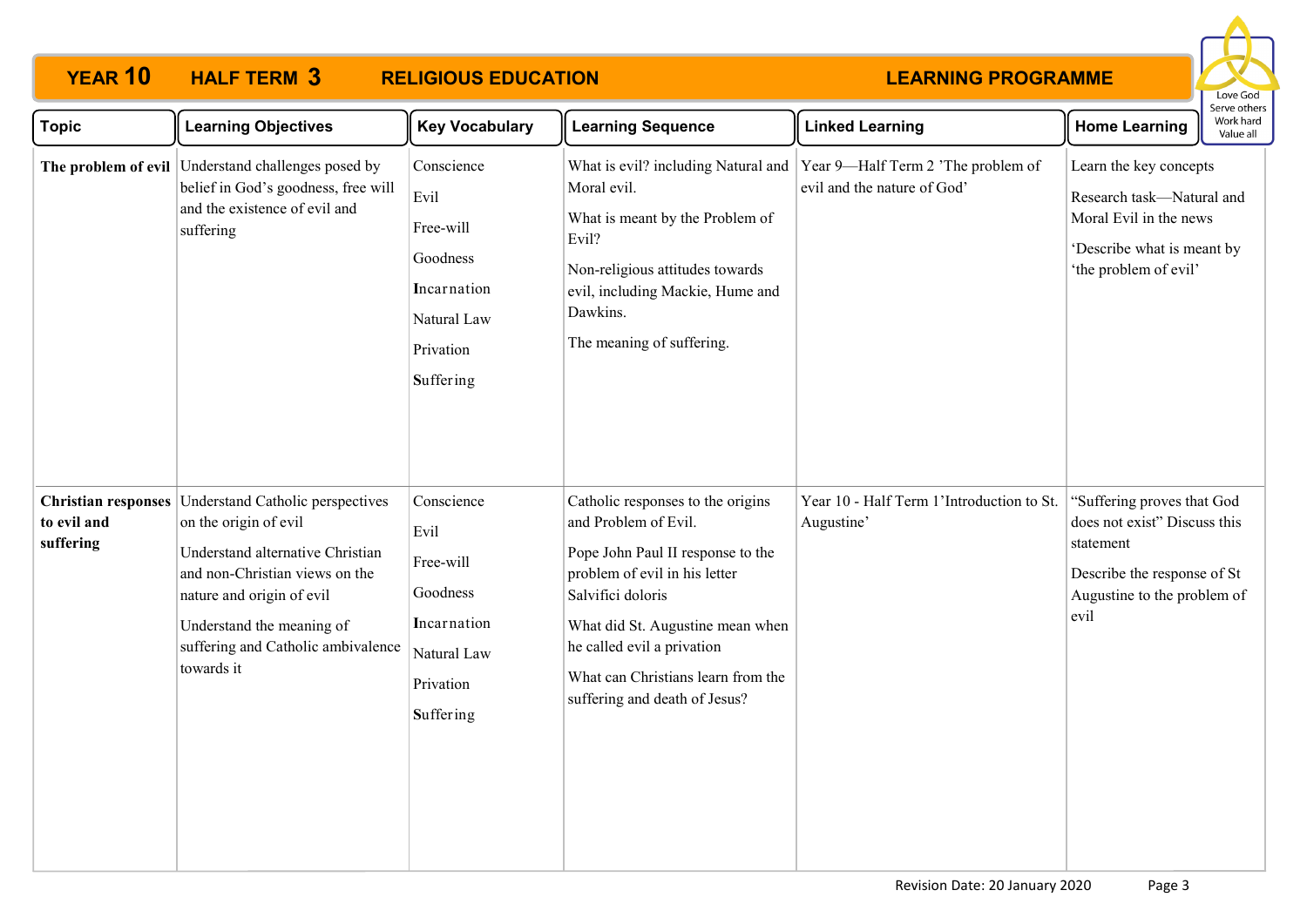# YEAR 10 HALF TERM 3 RELIGIOUS EDUCATION LEARNING PROGRAMME

Love God
Serve others
Work hard
Value all

| Topic | Learning Objectives | Key Vocabulary | Learning Sequence | Linked Learning | Home Learning |
|---|---|---|---|---|---|
| **The problem of evil** | Understand challenges posed by belief in God's goodness, free will and the existence of evil and suffering | Conscience<br>Evil<br>Free-will<br>Goodness<br>**I**ncarnation<br>Natural Law<br>Privation<br>**S**uffering | What is evil? including Natural and Moral evil.<br>What is meant by the Problem of Evil?<br>Non-religious attitudes towards evil, including Mackie, Hume and Dawkins.<br>The meaning of suffering. | Year 9—Half Term 2 'The problem of evil and the nature of God' | Learn the key concepts<br>Research task—Natural and Moral Evil in the news<br>'Describe what is meant by 'the problem of evil' |
| **Christian responses to evil and suffering** | Understand Catholic perspectives on the origin of evil<br>Understand alternative Christian and non-Christian views on the nature and origin of evil<br>Understand the meaning of suffering and Catholic ambivalence towards it | Conscience<br>Evil<br>Free-will<br>Goodness<br>**I**ncarnation<br>Natural Law<br>Privation<br>**S**uffering | Catholic responses to the origins and Problem of Evil.<br>Pope John Paul II response to the problem of evil in his letter Salvifici doloris<br>What did St. Augustine mean when he called evil a privation<br>What can Christians learn from the suffering and death of Jesus? | Year 10 - Half Term 1'Introduction to St. Augustine' | "Suffering proves that God does not exist" Discuss this statement<br>Describe the response of St Augustine to the problem of evil |

Revision Date: 20 January 2020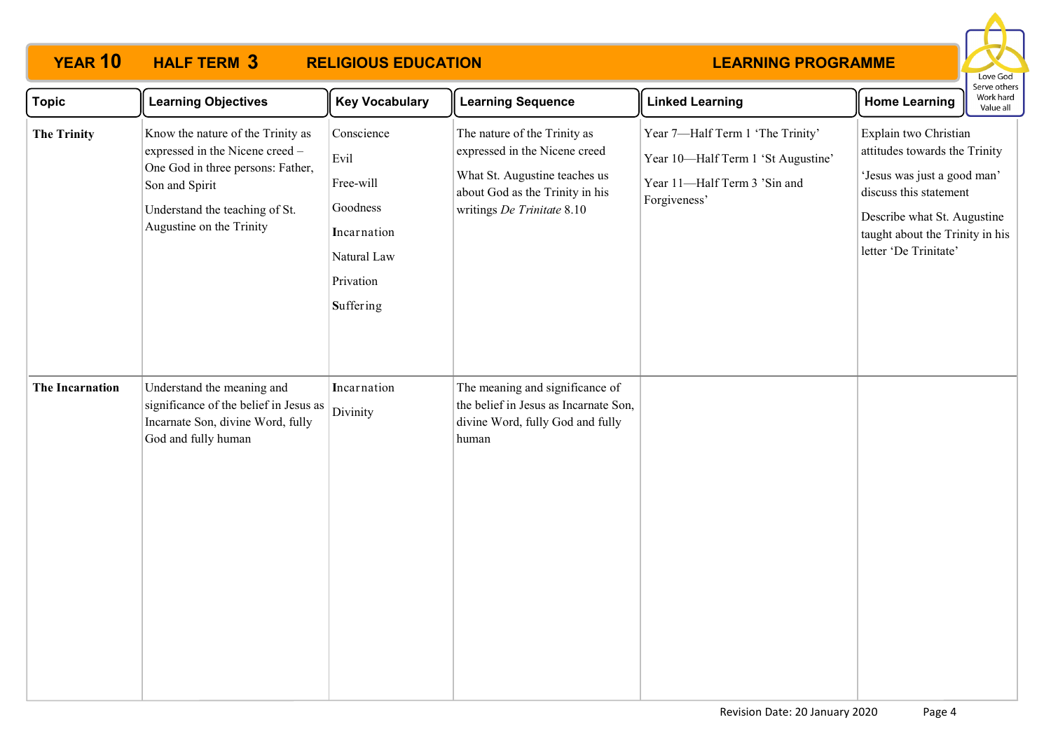# YEAR 10 HALF TERM 3 RELIGIOUS EDUCATION LEARNING PROGRAMME

Love God
Serve others
Work hard
Value all

| Topic | Learning Objectives | Key Vocabulary | Learning Sequence | Linked Learning | Home Learning |
|---|---|---|---|---|---|
| **The Trinity** | Know the nature of the Trinity as expressed in the Nicene creed – One God in three persons: Father, Son and Spirit<br><br>Understand the teaching of St. Augustine on the Trinity | Conscience<br>Evil<br>Free-will<br>Goodness<br>Incarnation<br>Natural Law<br>Privation<br>Suffering | The nature of the Trinity as expressed in the Nicene creed<br><br>What St. Augustine teaches us about God as the Trinity in his writings *De Trinitate* 8.10 | Year 7—Half Term 1 'The Trinity'<br>Year 10—Half Term 1 'St Augustine'<br>Year 11—Half Term 3 'Sin and Forgiveness' | Explain two Christian attitudes towards the Trinity<br><br>'Jesus was just a good man' discuss this statement<br><br>Describe what St. Augustine taught about the Trinity in his letter 'De Trinitate' |
| **The Incarnation** | Understand the meaning and significance of the belief in Jesus as Incarnate Son, divine Word, fully God and fully human | Incarnation<br>Divinity | The meaning and significance of the belief in Jesus as Incarnate Son, divine Word, fully God and fully human | | |

Revision Date: 20 January 2020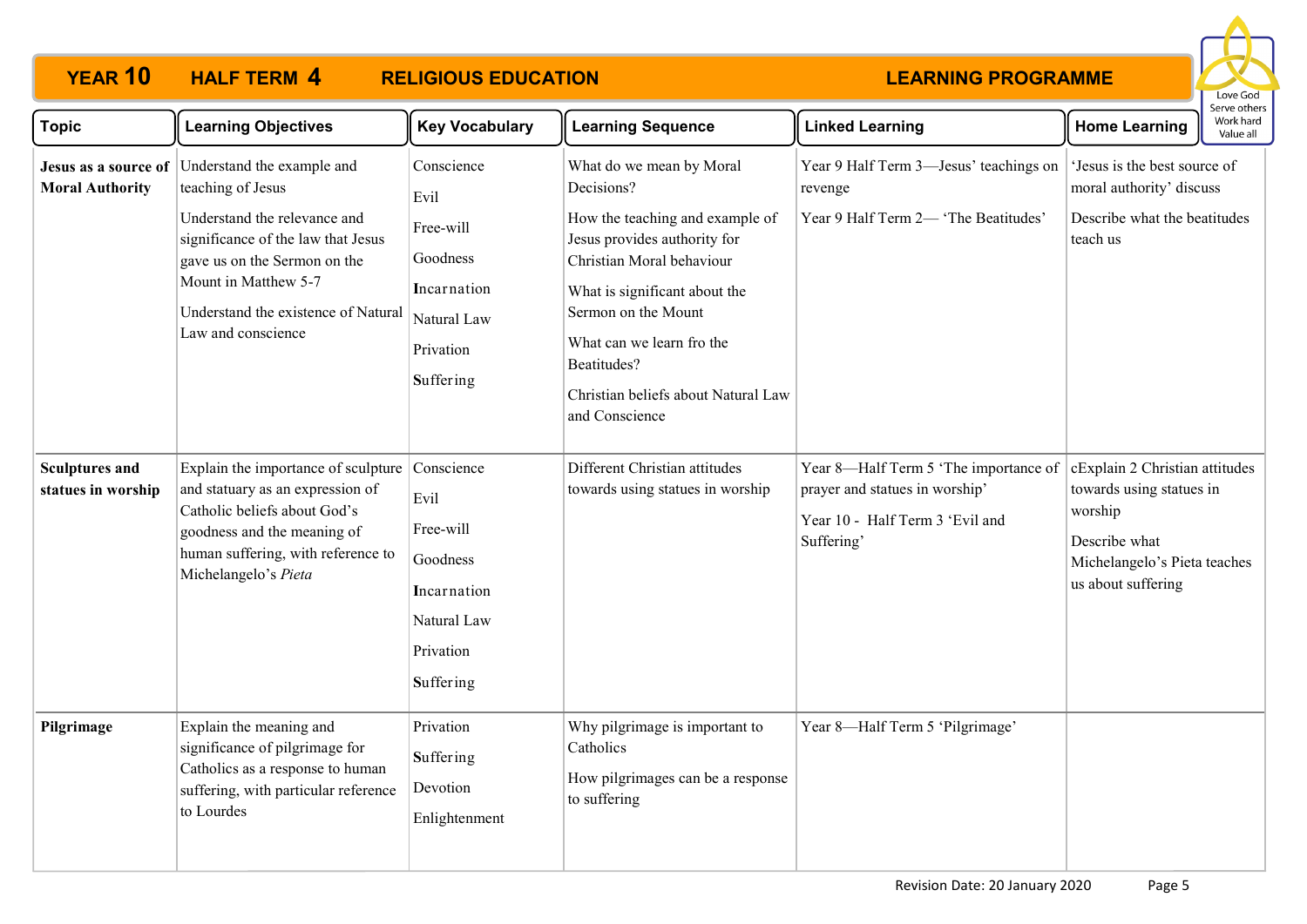**YEAR 10 HALF TERM 4 RELIGIOUS EDUCATION LEARNING PROGRAMME**

Love God
Serve others
Work hard
Value all

| Topic | Learning Objectives | Key Vocabulary | Learning Sequence | Linked Learning | Home Learning |
|---|---|---|---|---|---|
| **Jesus as a source of Moral Authority** | Understand the example and teaching of Jesus<br><br>Understand the relevance and significance of the law that Jesus gave us on the Sermon on the Mount in Matthew 5-7<br><br>Understand the existence of Natural Law and conscience | Conscience<br>Evil<br>Free-will<br>Goodness<br>Incarnation<br>Natural Law<br>Privation<br>Suffering | What do we mean by Moral Decisions?<br><br>How the teaching and example of Jesus provides authority for Christian Moral behaviour<br><br>What is significant about the Sermon on the Mount<br><br>What can we learn fro the Beatitudes?<br><br>Christian beliefs about Natural Law and Conscience | Year 9 Half Term 3—Jesus' teachings on revenge<br><br>Year 9 Half Term 2— 'The Beatitudes' | 'Jesus is the best source of moral authority' discuss<br><br>Describe what the beatitudes teach us |
| **Sculptures and statues in worship** | Explain the importance of sculpture and statuary as an expression of Catholic beliefs about God's goodness and the meaning of human suffering, with reference to Michelangelo's *Pieta* | Conscience<br>Evil<br>Free-will<br>Goodness<br>Incarnation<br>Natural Law<br>Privation<br>Suffering | Different Christian attitudes towards using statues in worship | Year 8—Half Term 5 'The importance of prayer and statues in worship'<br><br>Year 10 - Half Term 3 'Evil and Suffering' | cExplain 2 Christian attitudes towards using statues in worship<br><br>Describe what Michelangelo's Pieta teaches us about suffering |
| **Pilgrimage** | Explain the meaning and significance of pilgrimage for Catholics as a response to human suffering, with particular reference to Lourdes | Privation<br>Suffering<br>Devotion<br>Enlightenment | Why pilgrimage is important to Catholics<br><br>How pilgrimages can be a response to suffering | Year 8—Half Term 5 'Pilgrimage' | |

Revision Date: 20 January 2020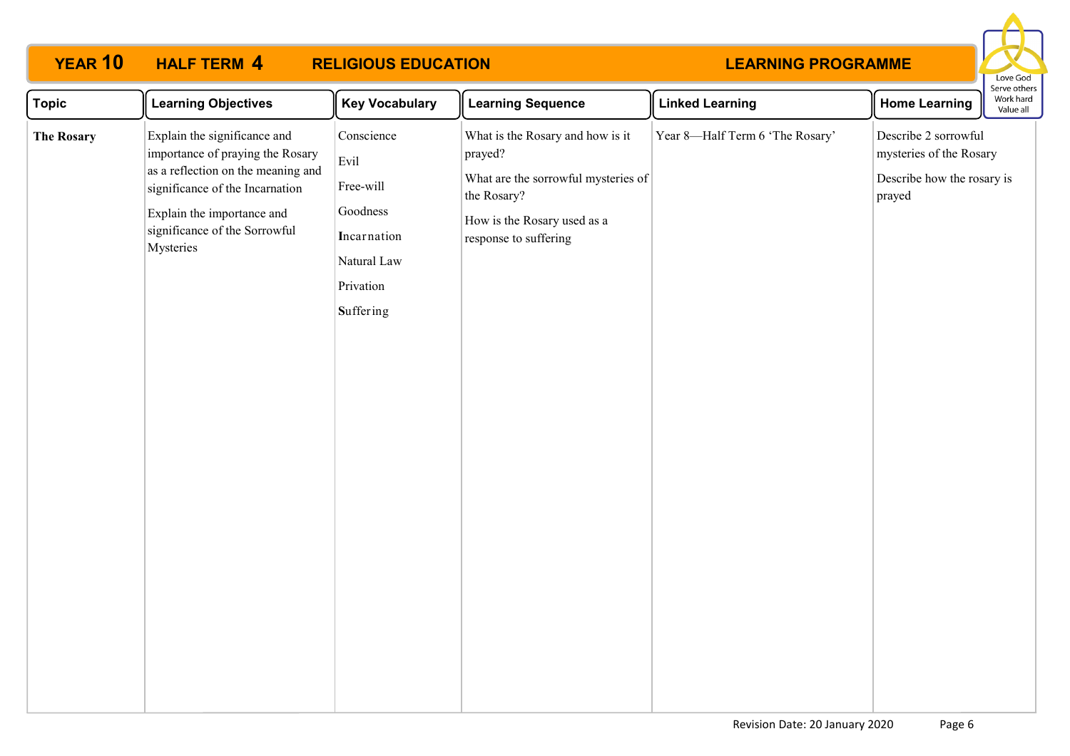# YEAR 10 HALF TERM 4 RELIGIOUS EDUCATION LEARNING PROGRAMME

Love God
Serve others
Work hard
Value all

| Topic | Learning Objectives | Key Vocabulary | Learning Sequence | Linked Learning | Home Learning |
|---|---|---|---|---|---|
| **The Rosary** | Explain the significance and importance of praying the Rosary as a reflection on the meaning and significance of the Incarnation<br><br>Explain the importance and significance of the Sorrowful Mysteries | Conscience<br><br>Evil<br><br>Free-will<br><br>Goodness<br><br>Incarnation<br><br>Natural Law<br><br>Privation<br><br>Suffering | What is the Rosary and how is it prayed?<br><br>What are the sorrowful mysteries of the Rosary?<br><br>How is the Rosary used as a response to suffering | Year 8—Half Term 6 'The Rosary' | Describe 2 sorrowful mysteries of the Rosary<br><br>Describe how the rosary is prayed |

Revision Date: 20 January 2020